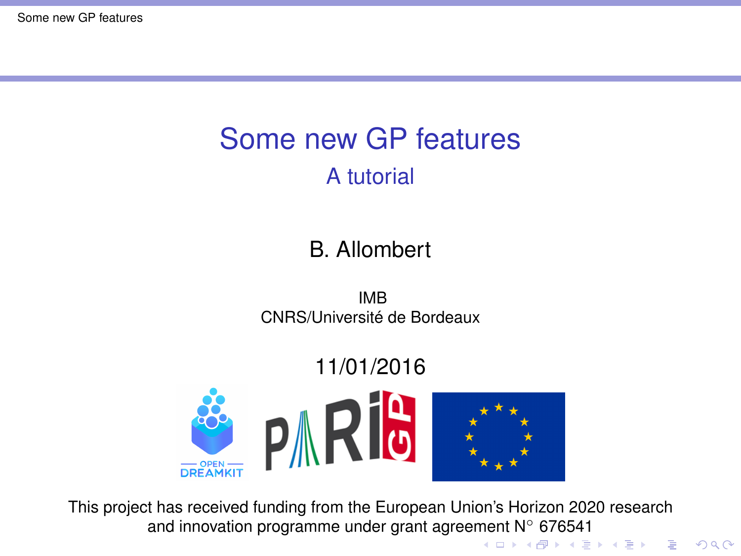# Some new GP features

## A tutorial

B. Allombert

IMB
CNRS/Université de Bordeaux

11/01/2016

This project has received funding from the European Union's Horizon 2020 research and innovation programme under grant agreement N° 676541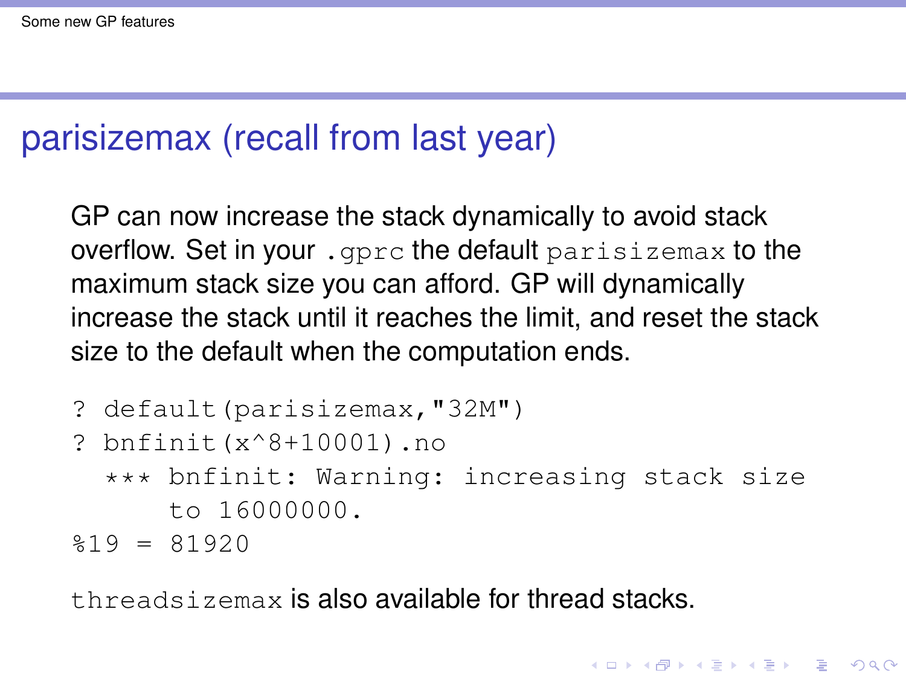# parisizemax (recall from last year)

GP can now increase the stack dynamically to avoid stack overflow. Set in your `.gprc` the default `parisizemax` to the maximum stack size you can afford. GP will dynamically increase the stack until it reaches the limit, and reset the stack size to the default when the computation ends.

```
? default(parisizemax,"32M")
? bnfinit(x^8+10001).no
  *** bnfinit: Warning: increasing stack size
      to 16000000.
%19 = 81920
```

`threadsizemax` is also available for thread stacks.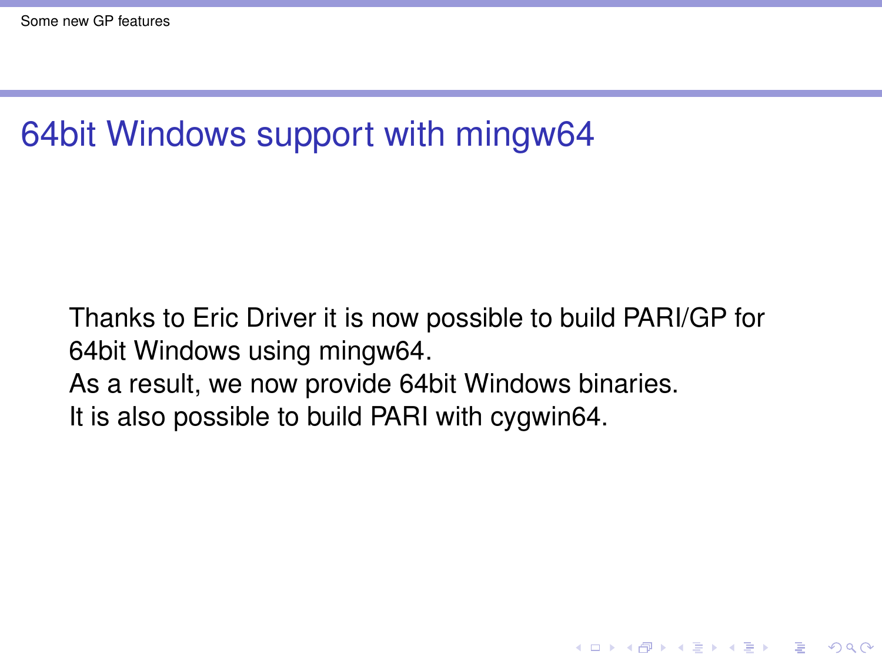## 64bit Windows support with mingw64

Thanks to Eric Driver it is now possible to build PARI/GP for 64bit Windows using mingw64.
As a result, we now provide 64bit Windows binaries.
It is also possible to build PARI with cygwin64.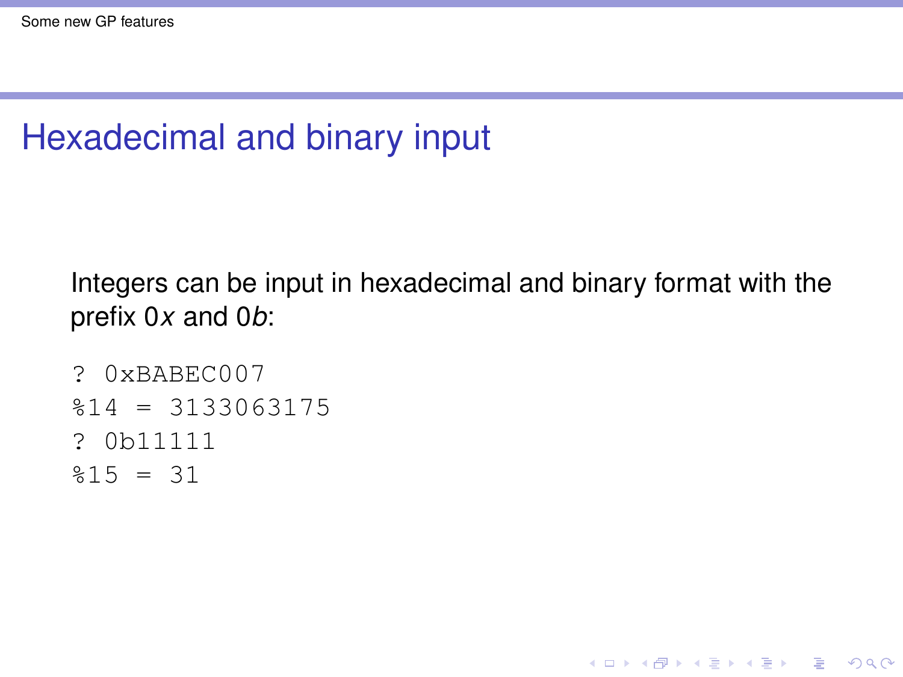## Hexadecimal and binary input

Integers can be input in hexadecimal and binary format with the prefix 0*x* and 0*b*:

```
? 0xBABEC007
%14 = 3133063175
? 0b11111
%15 = 31
```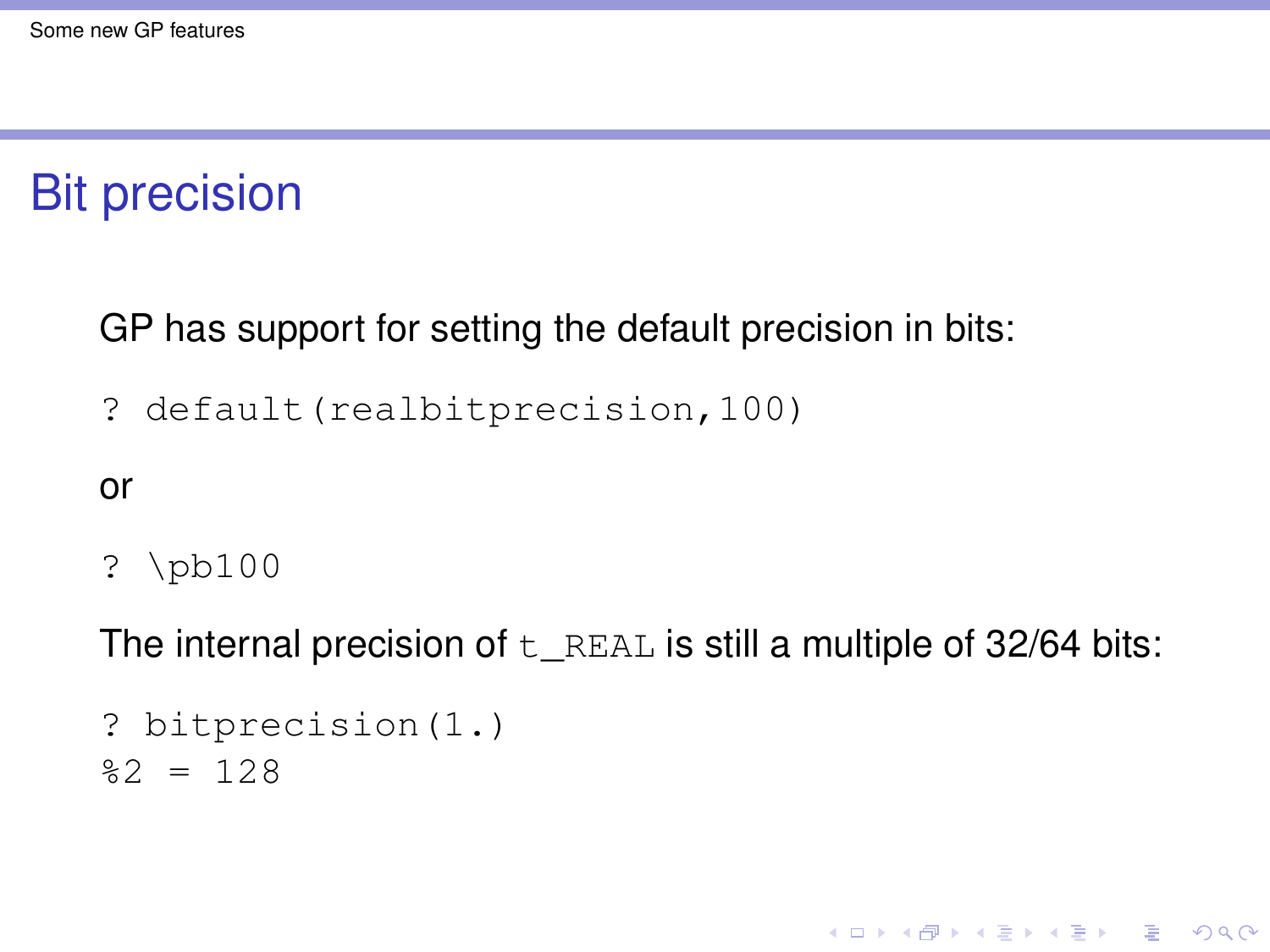# Bit precision

GP has support for setting the default precision in bits:

```
? default(realbitprecision,100)
```

or

```
? \pb100
```

The internal precision of `t_REAL` is still a multiple of 32/64 bits:

```
? bitprecision(1.)
%2 = 128
```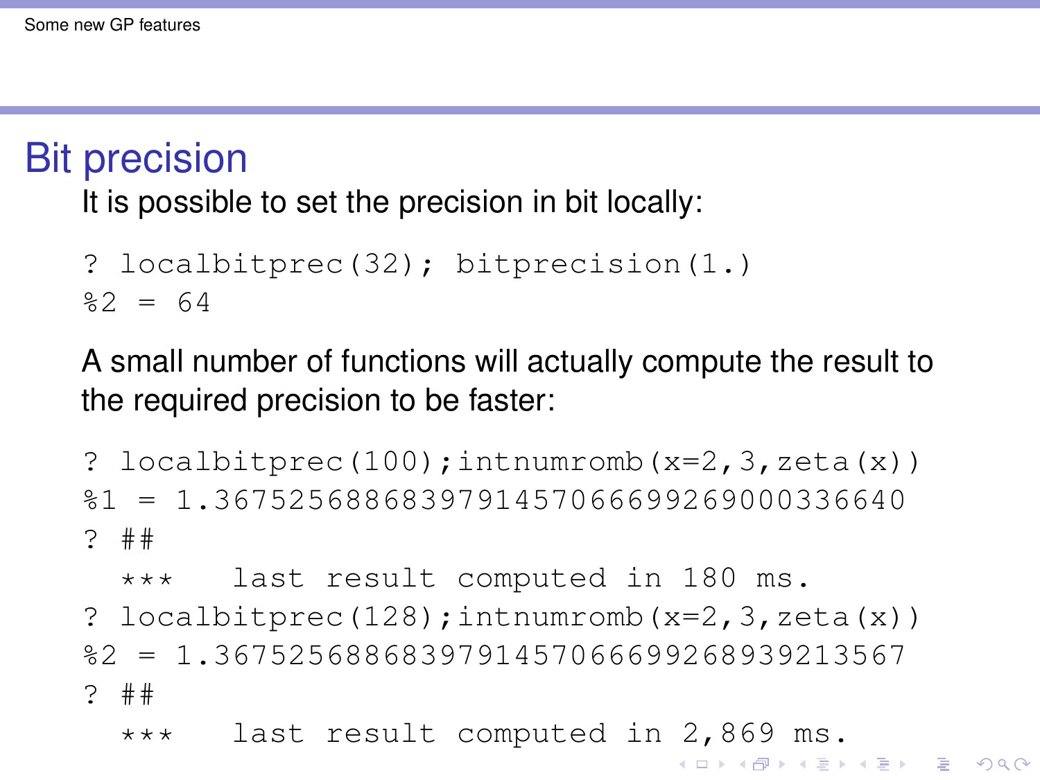# Bit precision

It is possible to set the precision in bit locally:

```
? localbitprec(32); bitprecision(1.)
%2 = 64
```

A small number of functions will actually compute the result to the required precision to be faster:

```
? localbitprec(100);intnumromb(x=2,3,zeta(x))
%1 = 1.3675256886839791457066699269000336640
? ##
  ***   last result computed in 180 ms.
? localbitprec(128);intnumromb(x=2,3,zeta(x))
%2 = 1.3675256886839791457066699268939213567
? ##
  ***   last result computed in 2,869 ms.
```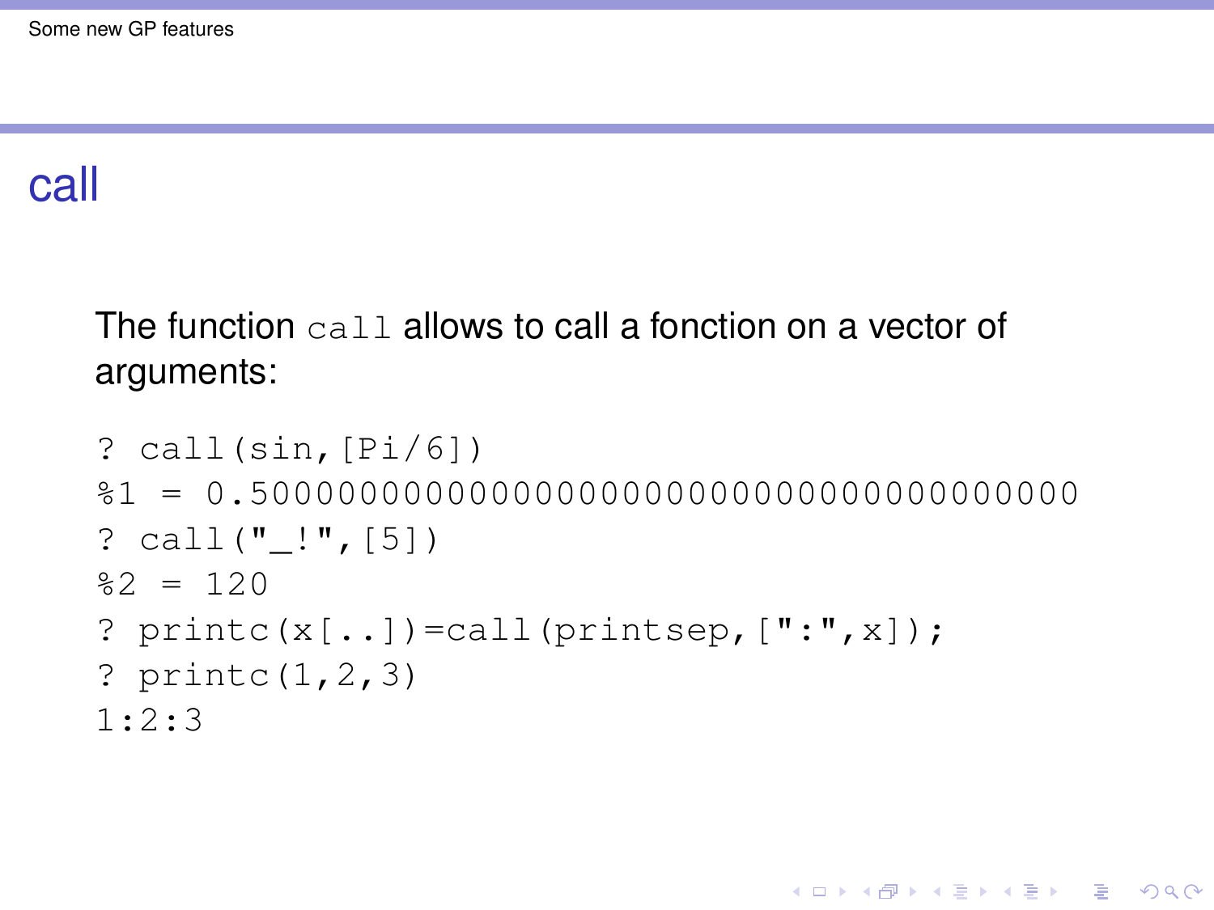# call

The function `call` allows to call a fonction on a vector of arguments:

```
? call(sin,[Pi/6])
%1 = 0.50000000000000000000000000000000000000
? call("_!",[5])
%2 = 120
? printc(x[..])=call(printsep,[":",x]);
? printc(1,2,3)
1:2:3
```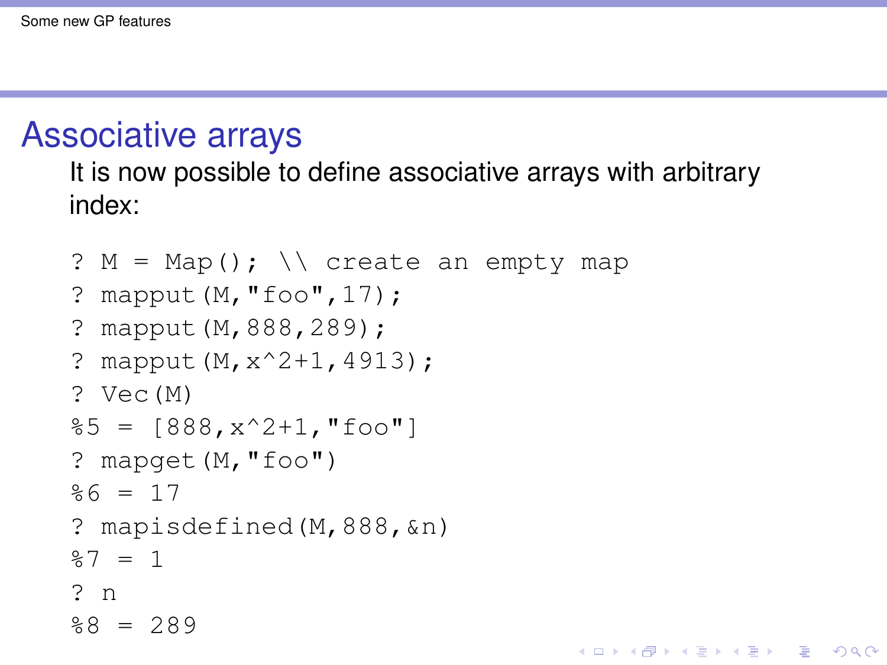## Associative arrays

It is now possible to define associative arrays with arbitrary index:

```
? M = Map(); \\ create an empty map
? mapput(M,"foo",17);
? mapput(M,888,289);
? mapput(M,x^2+1,4913);
? Vec(M)
%5 = [888,x^2+1,"foo"]
? mapget(M,"foo")
%6 = 17
? mapisdefined(M,888,&n)
%7 = 1
? n
%8 = 289
```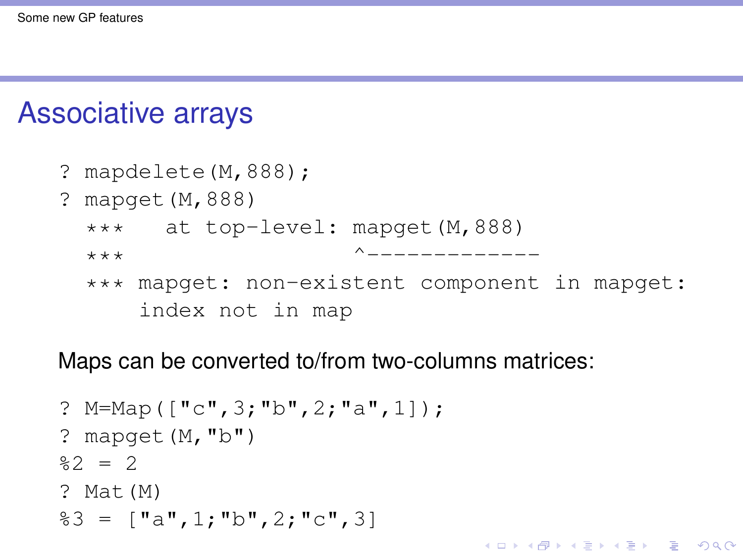# Associative arrays

```
? mapdelete(M,888);
? mapget(M,888)
  ***   at top-level: mapget(M,888)
  ***                 ^-------------
  *** mapget: non-existent component in mapget:
      index not in map
```

Maps can be converted to/from two-columns matrices:

```
? M=Map(["c",3;"b",2;"a",1]);
? mapget(M,"b")
%2 = 2
? Mat(M)
%3 = ["a",1;"b",2;"c",3]
```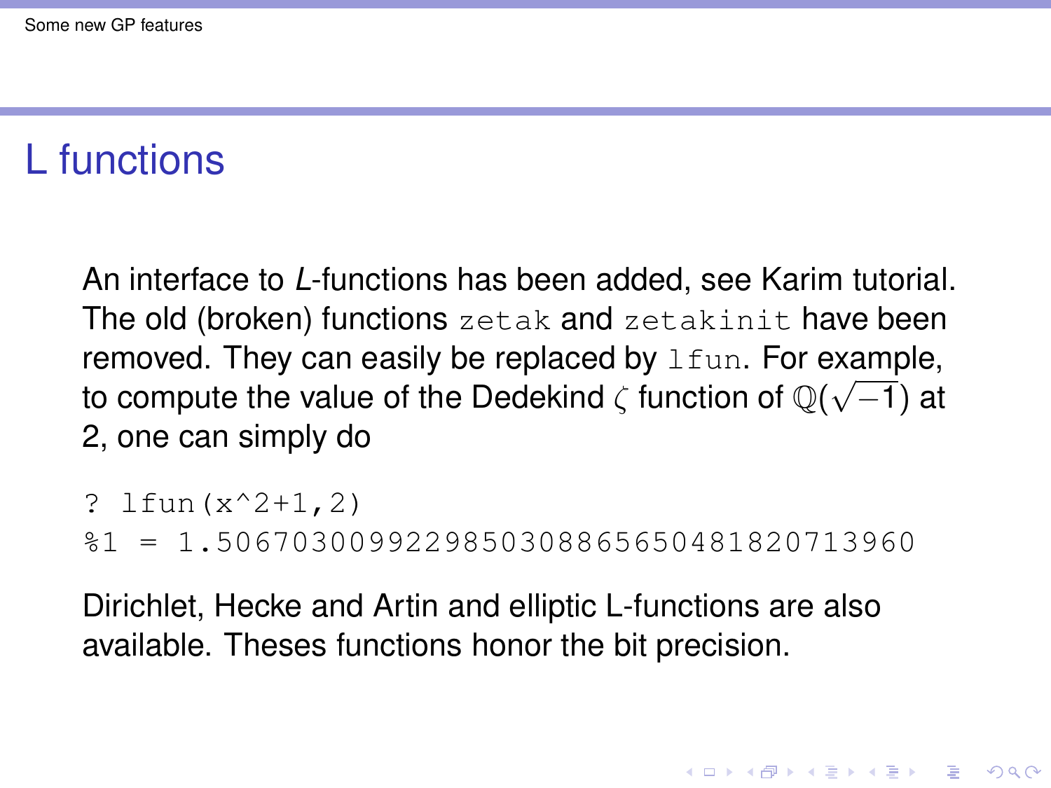# L functions

An interface to *L*-functions has been added, see Karim tutorial. The old (broken) functions `zetak` and `zetakinit` have been removed. They can easily be replaced by `lfun`. For example, to compute the value of the Dedekind $\zeta$ function of $\mathbb{Q}(\sqrt{-1})$ at 2, one can simply do

```
? lfun(x^2+1,2)
%1 = 1.5067030099229850308865650481820713960
```

Dirichlet, Hecke and Artin and elliptic L-functions are also available. Theses functions honor the bit precision.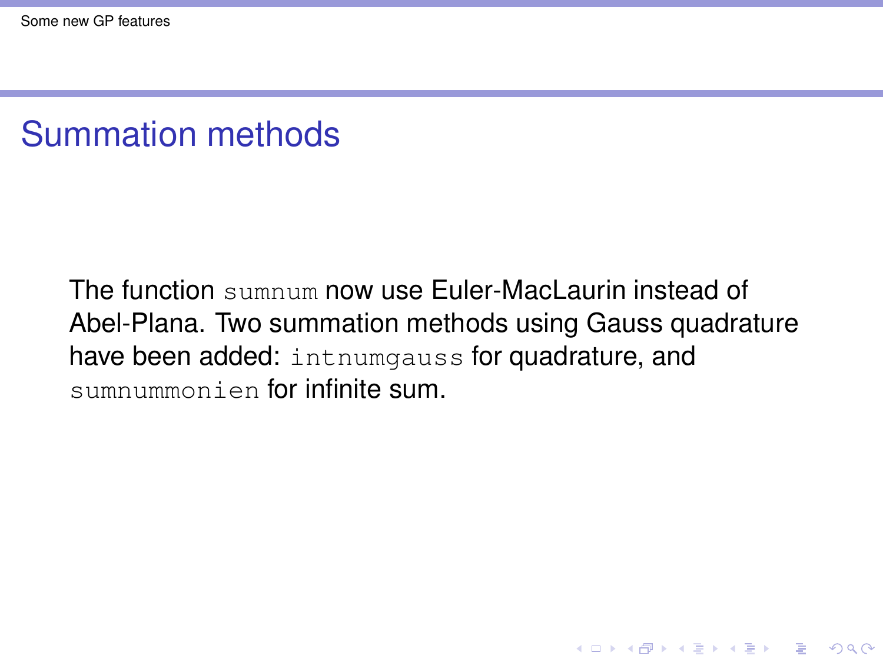# Summation methods

The function `sumnum` now use Euler-MacLaurin instead of Abel-Plana. Two summation methods using Gauss quadrature have been added: `intnumgauss` for quadrature, and `sumnummonien` for infinite sum.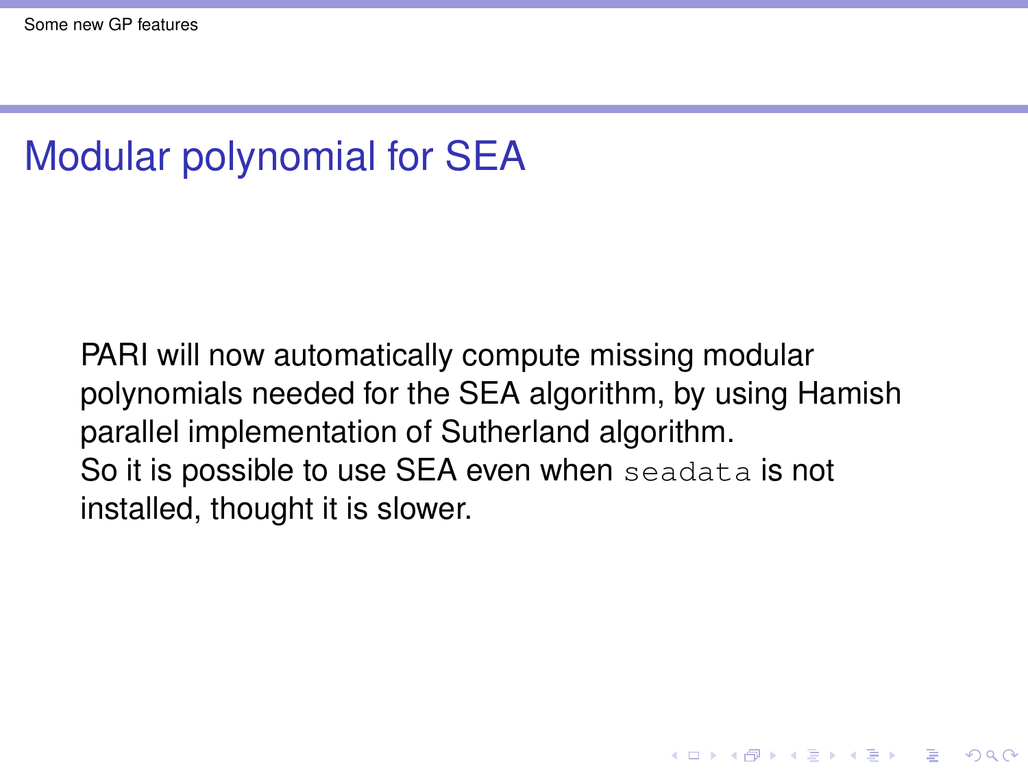# Modular polynomial for SEA

PARI will now automatically compute missing modular polynomials needed for the SEA algorithm, by using Hamish parallel implementation of Sutherland algorithm.
So it is possible to use SEA even when `seadata` is not installed, thought it is slower.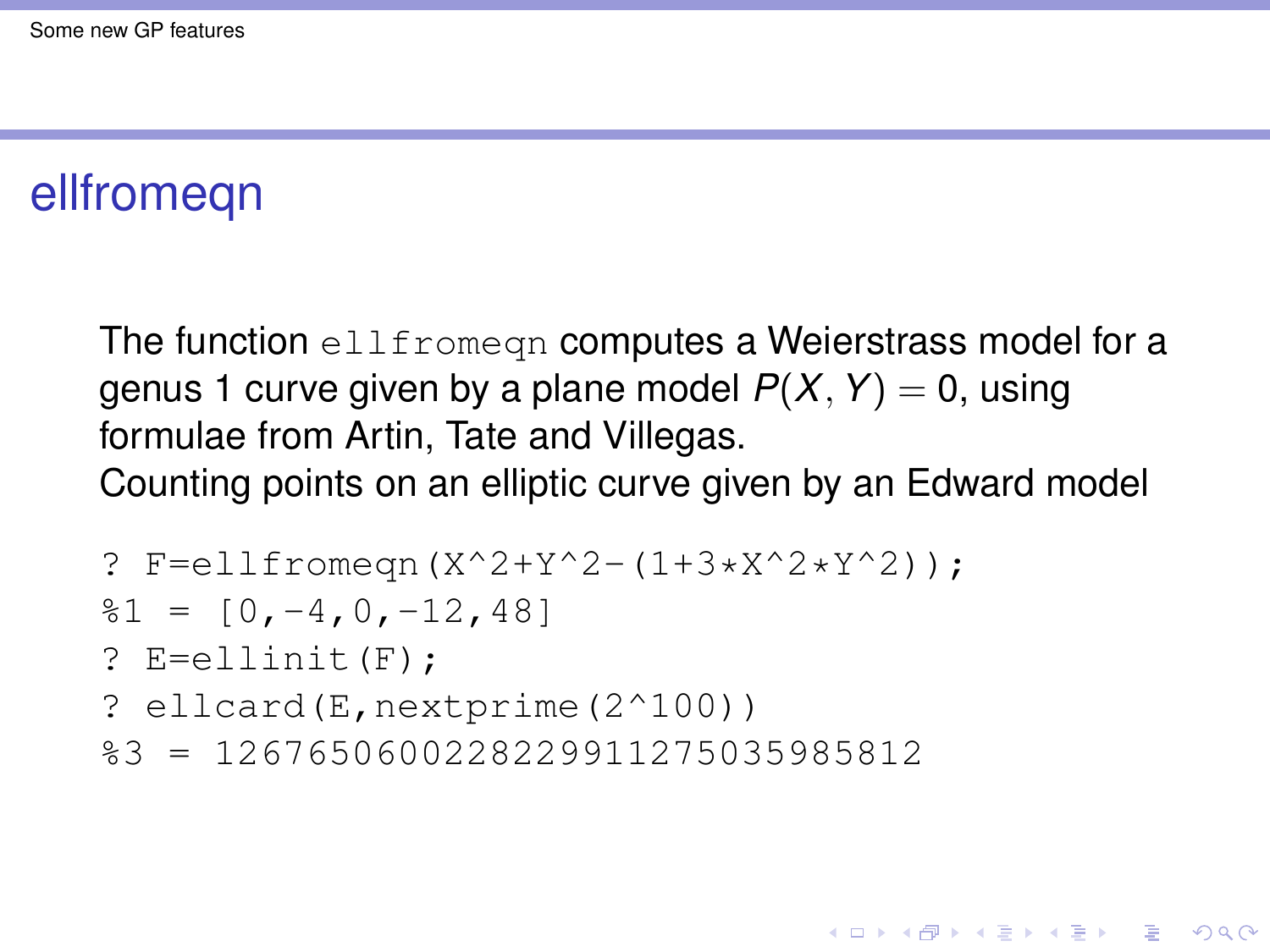# ellfromeqn

The function `ellfromeqn` computes a Weierstrass model for a genus 1 curve given by a plane model $P(X, Y) = 0$, using formulae from Artin, Tate and Villegas.
Counting points on an elliptic curve given by an Edward model

```
? F=ellfromeqn(X^2+Y^2-(1+3*X^2*Y^2));
%1 = [0,-4,0,-12,48]
? E=ellinit(F);
? ellcard(E,nextprime(2^100))
%3 = 1267650600228229911275035985812
```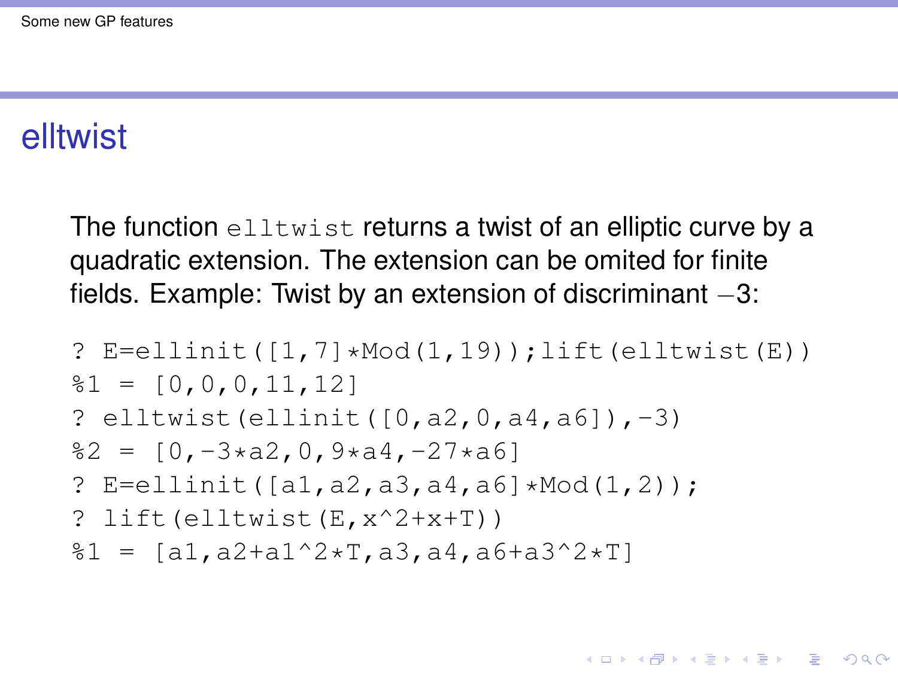# elltwist

The function `elltwist` returns a twist of an elliptic curve by a quadratic extension. The extension can be omited for finite fields. Example: Twist by an extension of discriminant $-3$:

```
? E=ellinit([1,7]*Mod(1,19));lift(elltwist(E))
%1 = [0,0,0,11,12]
? elltwist(ellinit([0,a2,0,a4,a6]),-3)
%2 = [0,-3*a2,0,9*a4,-27*a6]
? E=ellinit([a1,a2,a3,a4,a6]*Mod(1,2));
? lift(elltwist(E,x^2+x+T))
%1 = [a1,a2+a1^2*T,a3,a4,a6+a3^2*T]
```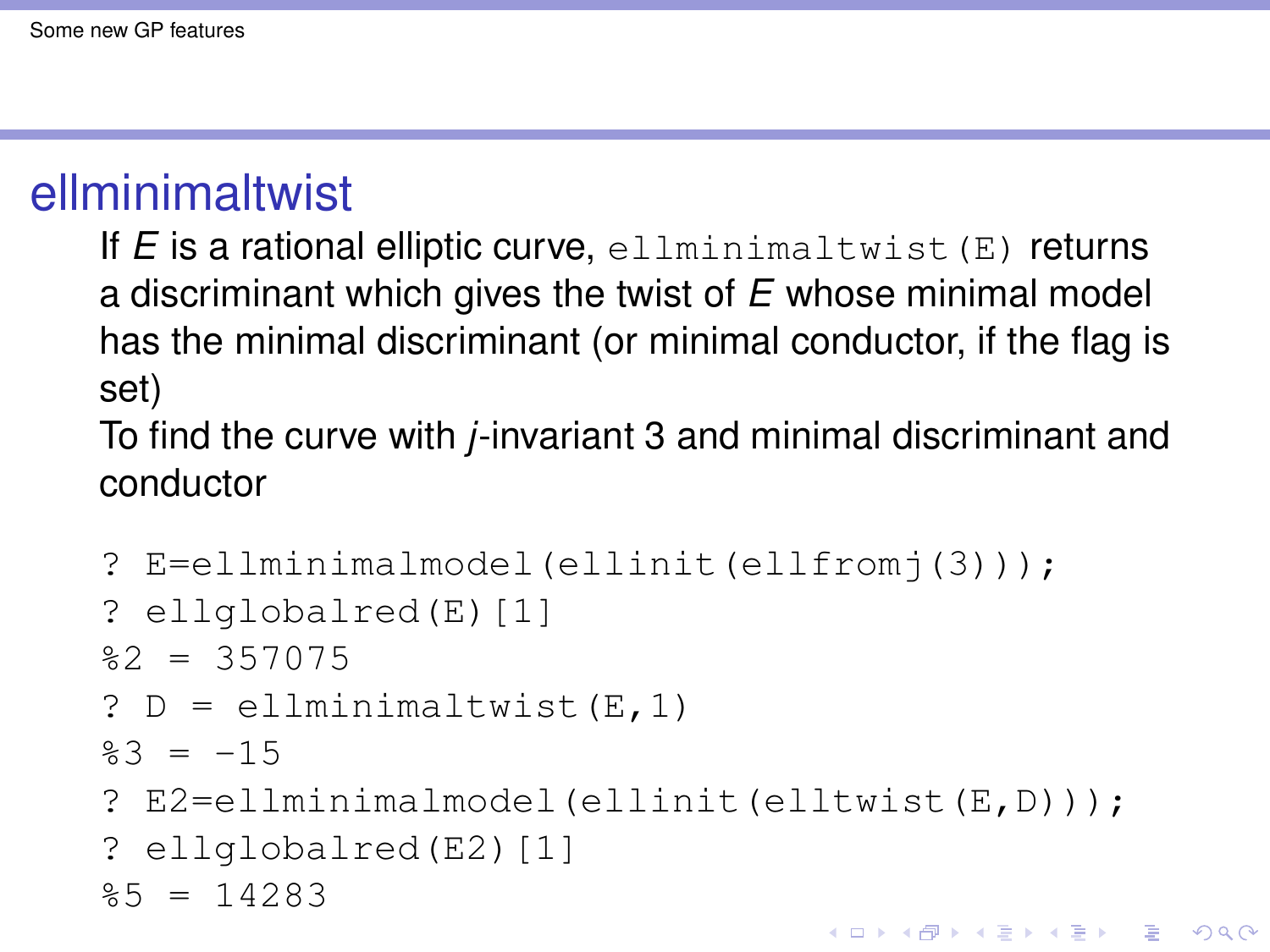## ellminimaltwist

If $E$ is a rational elliptic curve, `ellminimaltwist(E)` returns a discriminant which gives the twist of $E$ whose minimal model has the minimal discriminant (or minimal conductor, if the flag is set)

To find the curve with $j$-invariant 3 and minimal discriminant and conductor

```
? E=ellminimalmodel(ellinit(ellfromj(3)));
? ellglobalred(E)[1]
%2 = 357075
? D = ellminimaltwist(E,1)
%3 = -15
? E2=ellminimalmodel(ellinit(elltwist(E,D)));
? ellglobalred(E2)[1]
%5 = 14283
```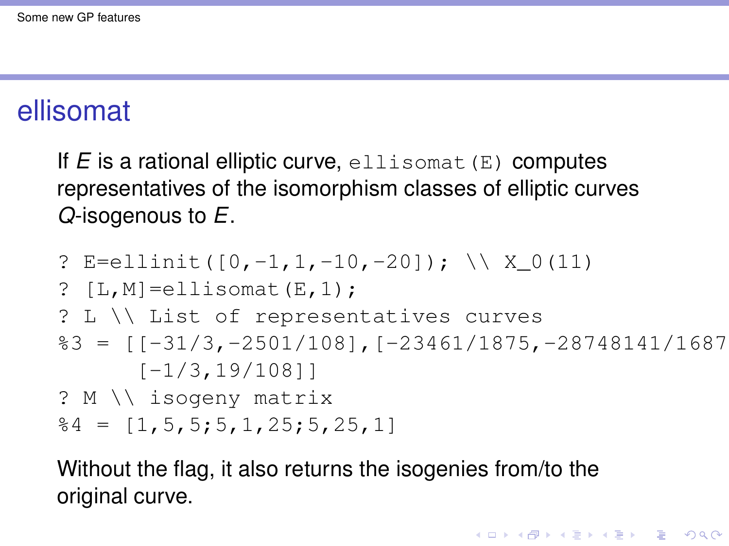## ellisomat

If $E$ is a rational elliptic curve, `ellisomat(E)` computes representatives of the isomorphism classes of elliptic curves $Q$-isogenous to $E$.

```
? E=ellinit([0,-1,1,-10,-20]); \\ X_0(11)
? [L,M]=ellisomat(E,1);
? L \\ List of representatives curves
%3 = [[-31/3,-2501/108],[-23461/1875,-28748141/1687
      [-1/3,19/108]]
? M \\ isogeny matrix
%4 = [1,5,5;5,1,25;5,25,1]
```

Without the flag, it also returns the isogenies from/to the original curve.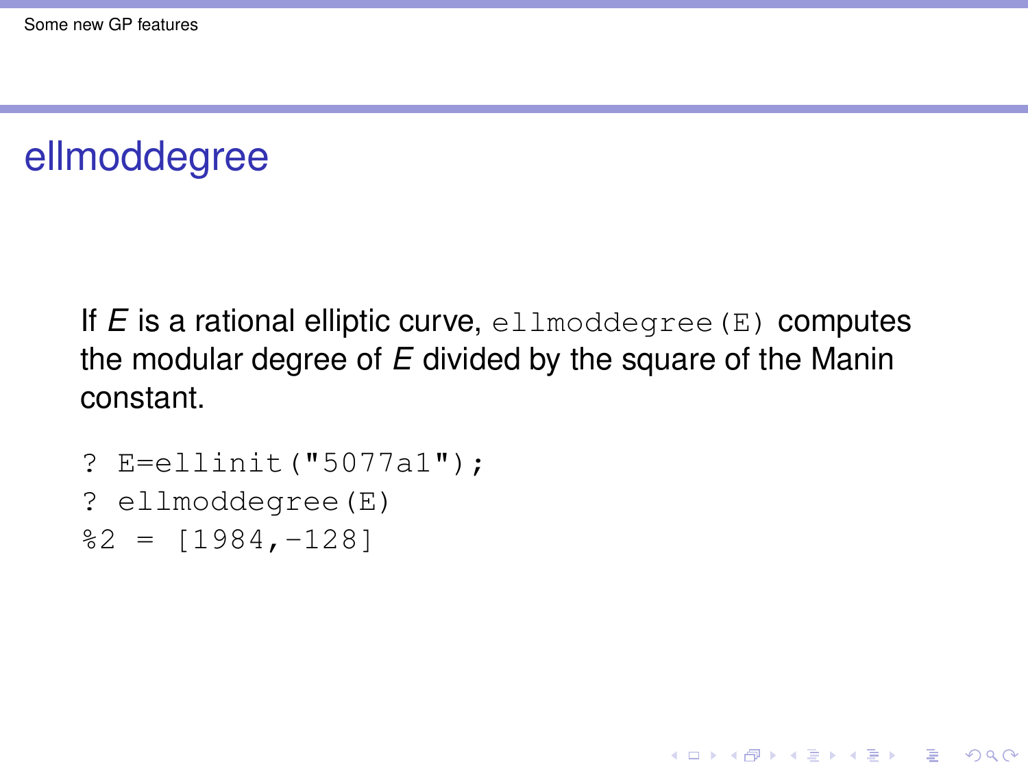# ellmoddegree

If $E$ is a rational elliptic curve, `ellmoddegree(E)` computes the modular degree of $E$ divided by the square of the Manin constant.

```
? E=ellinit("5077a1");
? ellmoddegree(E)
%2 = [1984,-128]
```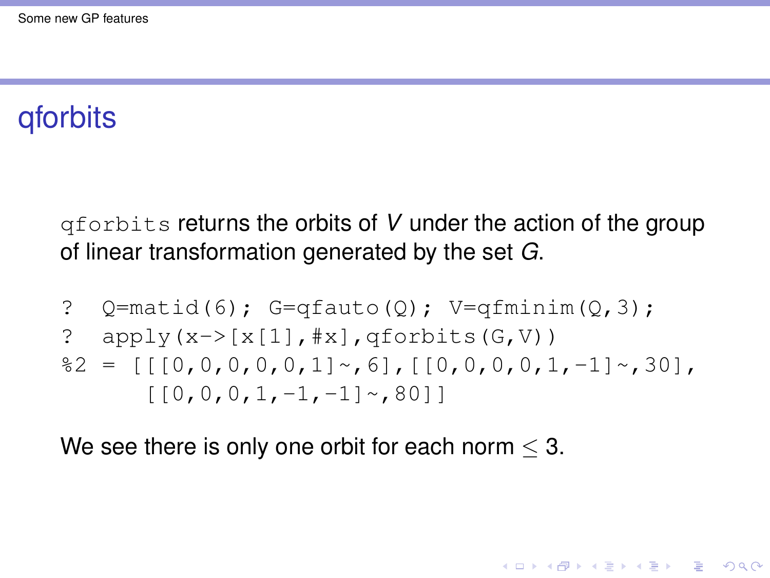## qforbits

`qforbits` returns the orbits of $V$ under the action of the group of linear transformation generated by the set $G$.

```
?  Q=matid(6); G=qfauto(Q); V=qfminim(Q,3);
?  apply(x->[x[1],#x],qforbits(G,V))
%2 = [[[0,0,0,0,0,1]~,6],[[0,0,0,0,1,-1]~,30],
      [[0,0,0,1,-1,-1]~,80]]
```

We see there is only one orbit for each norm $\leq 3$.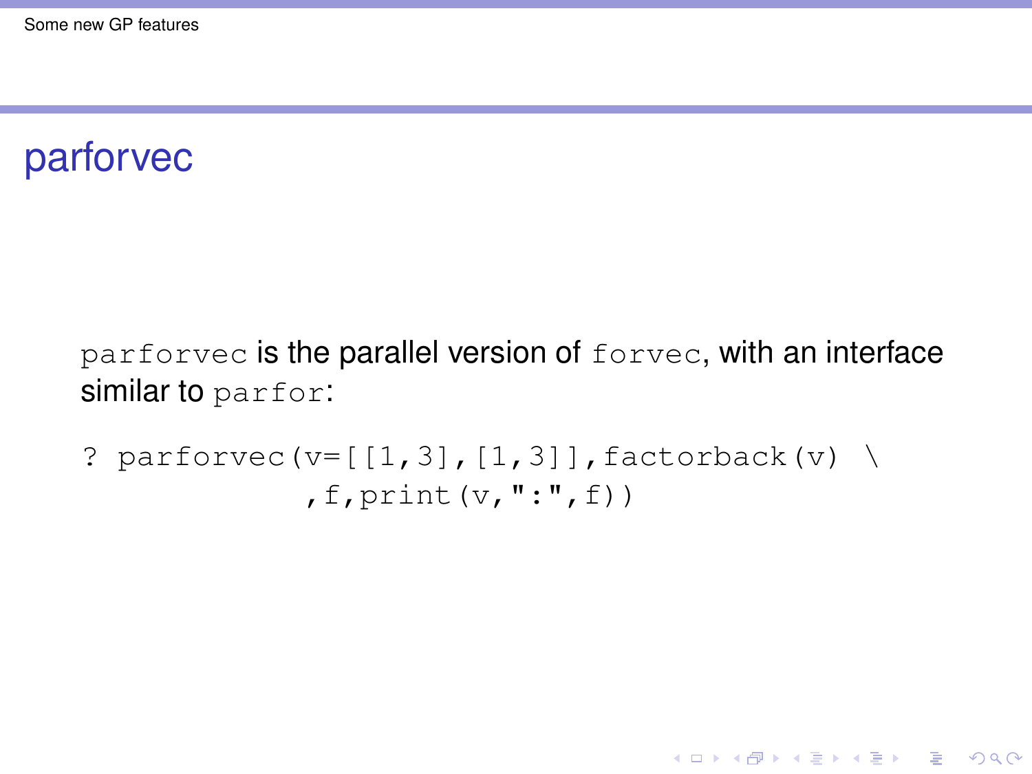# parforvec

`parforvec` is the parallel version of `forvec`, with an interface similar to `parfor`:

```
? parforvec(v=[[1,3],[1,3]],factorback(v) \
            ,f,print(v,":",f))
```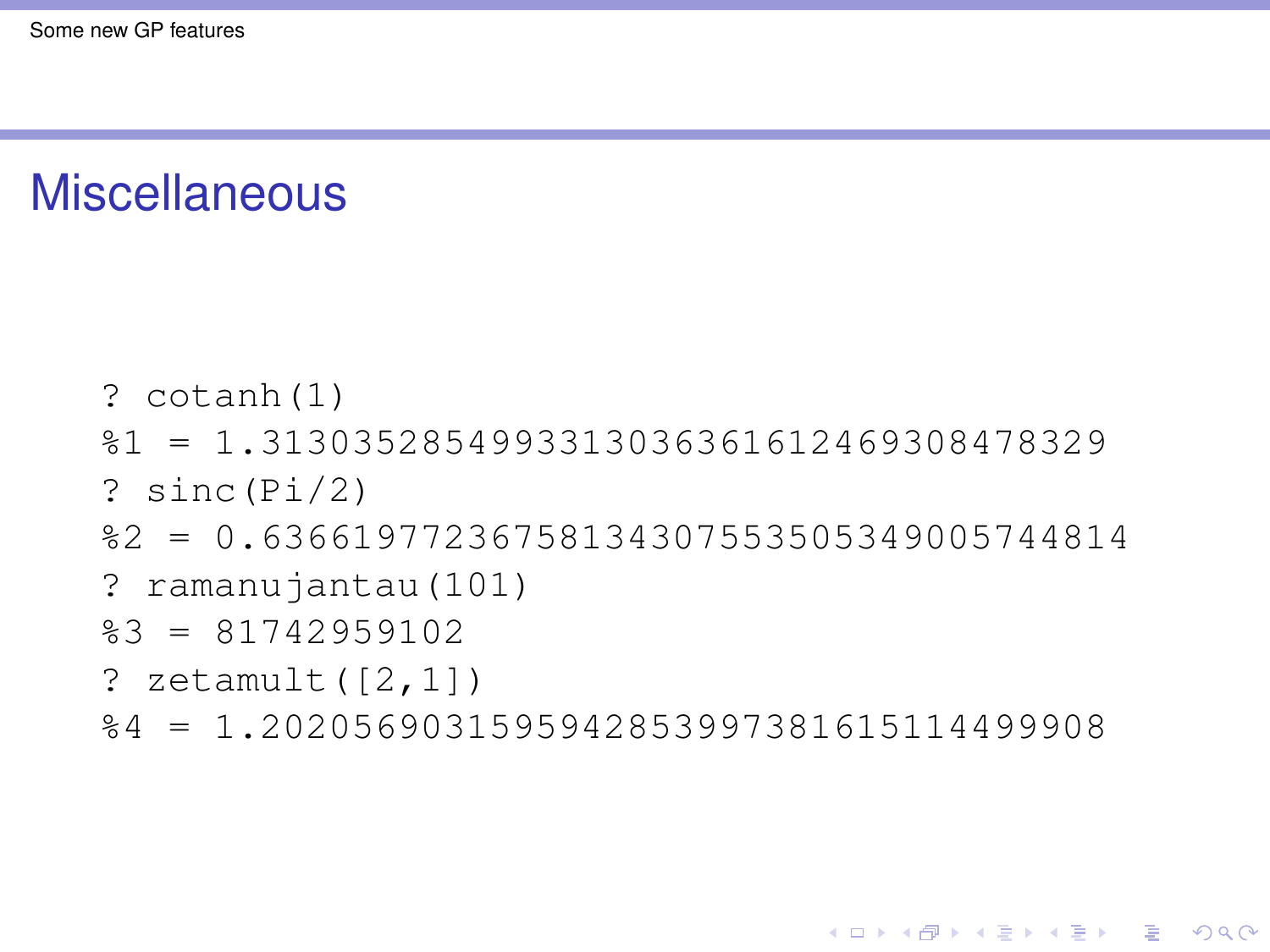# Miscellaneous

```
? cotanh(1)
%1 = 1.3130352854993313036361612469308478329
? sinc(Pi/2)
%2 = 0.63661977236758134307553505349005744814
? ramanujantau(101)
%3 = 81742959102
? zetamult([2,1])
%4 = 1.2020569031595942853997381615114499908
```